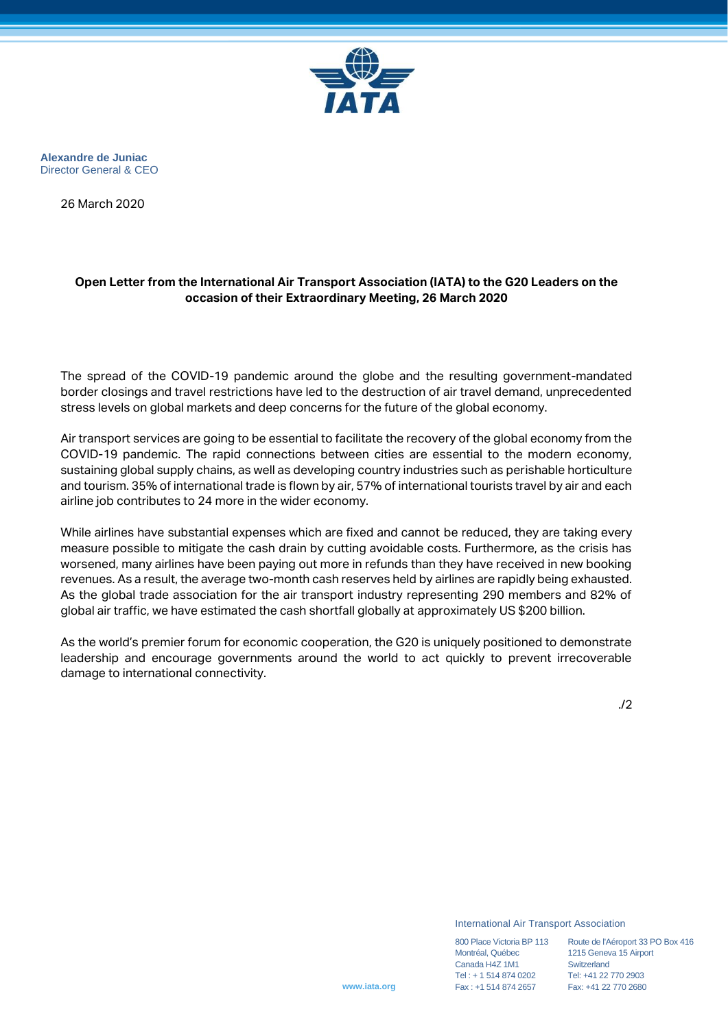**Alexandre de Juniac**
Director General & CEO

26 March 2020

**Open Letter from the International Air Transport Association (IATA) to the G20 Leaders on the occasion of their Extraordinary Meeting, 26 March 2020**

The spread of the COVID-19 pandemic around the globe and the resulting government-mandated border closings and travel restrictions have led to the destruction of air travel demand, unprecedented stress levels on global markets and deep concerns for the future of the global economy.

Air transport services are going to be essential to facilitate the recovery of the global economy from the COVID-19 pandemic. The rapid connections between cities are essential to the modern economy, sustaining global supply chains, as well as developing country industries such as perishable horticulture and tourism. 35% of international trade is flown by air, 57% of international tourists travel by air and each airline job contributes to 24 more in the wider economy.

While airlines have substantial expenses which are fixed and cannot be reduced, they are taking every measure possible to mitigate the cash drain by cutting avoidable costs. Furthermore, as the crisis has worsened, many airlines have been paying out more in refunds than they have received in new booking revenues. As a result, the average two-month cash reserves held by airlines are rapidly being exhausted. As the global trade association for the air transport industry representing 290 members and 82% of global air traffic, we have estimated the cash shortfall globally at approximately US $200 billion.

As the world's premier forum for economic cooperation, the G20 is uniquely positioned to demonstrate leadership and encourage governments around the world to act quickly to prevent irrecoverable damage to international connectivity.

./2

International Air Transport Association

800 Place Victoria BP 113
Montréal, Québec
Canada H4Z 1M1
Tel : + 1 514 874 0202
Fax : +1 514 874 2657

Route de l'Aéroport 33 PO Box 416
1215 Geneva 15 Airport
Switzerland
Tel: +41 22 770 2903
Fax: +41 22 770 2680

www.iata.org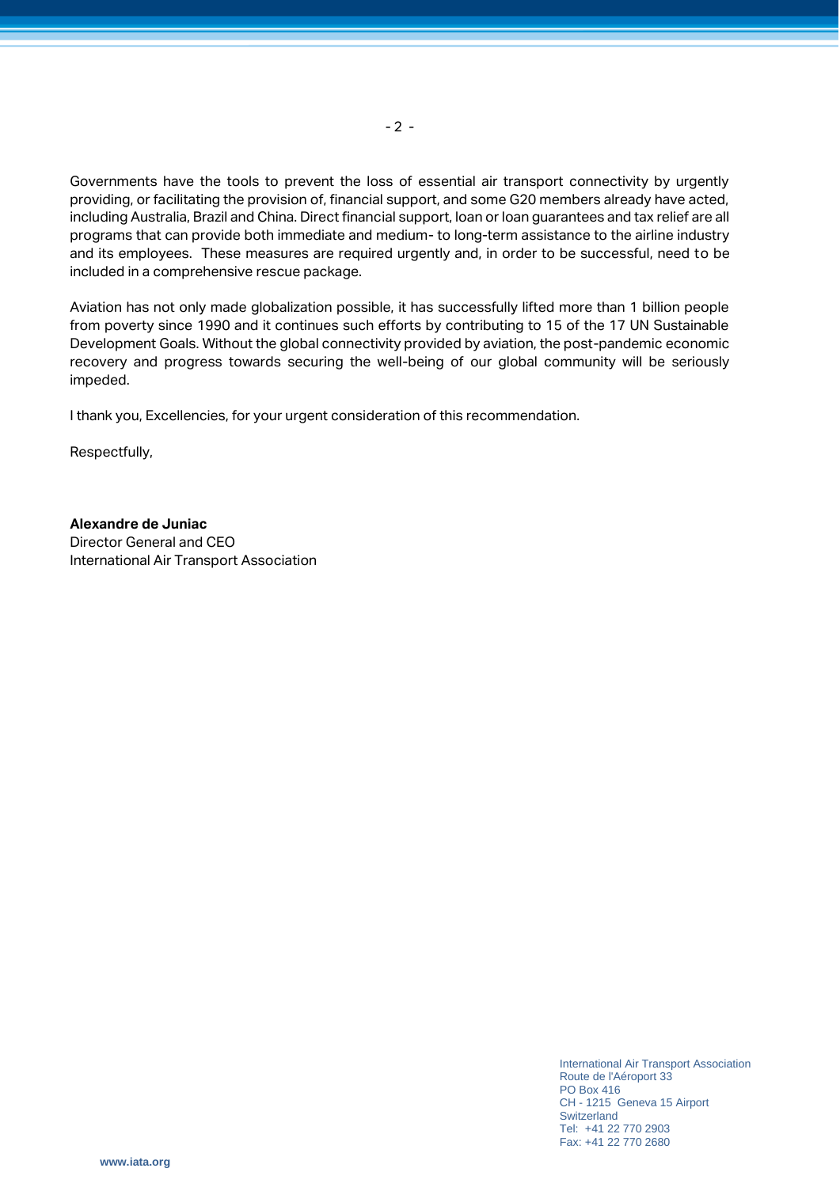Governments have the tools to prevent the loss of essential air transport connectivity by urgently providing, or facilitating the provision of, financial support, and some G20 members already have acted, including Australia, Brazil and China. Direct financial support, loan or loan guarantees and tax relief are all programs that can provide both immediate and medium- to long-term assistance to the airline industry and its employees. These measures are required urgently and, in order to be successful, need to be included in a comprehensive rescue package.

Aviation has not only made globalization possible, it has successfully lifted more than 1 billion people from poverty since 1990 and it continues such efforts by contributing to 15 of the 17 UN Sustainable Development Goals. Without the global connectivity provided by aviation, the post-pandemic economic recovery and progress towards securing the well-being of our global community will be seriously impeded.

I thank you, Excellencies, for your urgent consideration of this recommendation.

Respectfully,

**Alexandre de Juniac**
Director General and CEO
International Air Transport Association

International Air Transport Association
Route de l'Aéroport 33
PO Box 416
CH - 1215 Geneva 15 Airport
Switzerland
Tel: +41 22 770 2903
Fax: +41 22 770 2680

www.iata.org